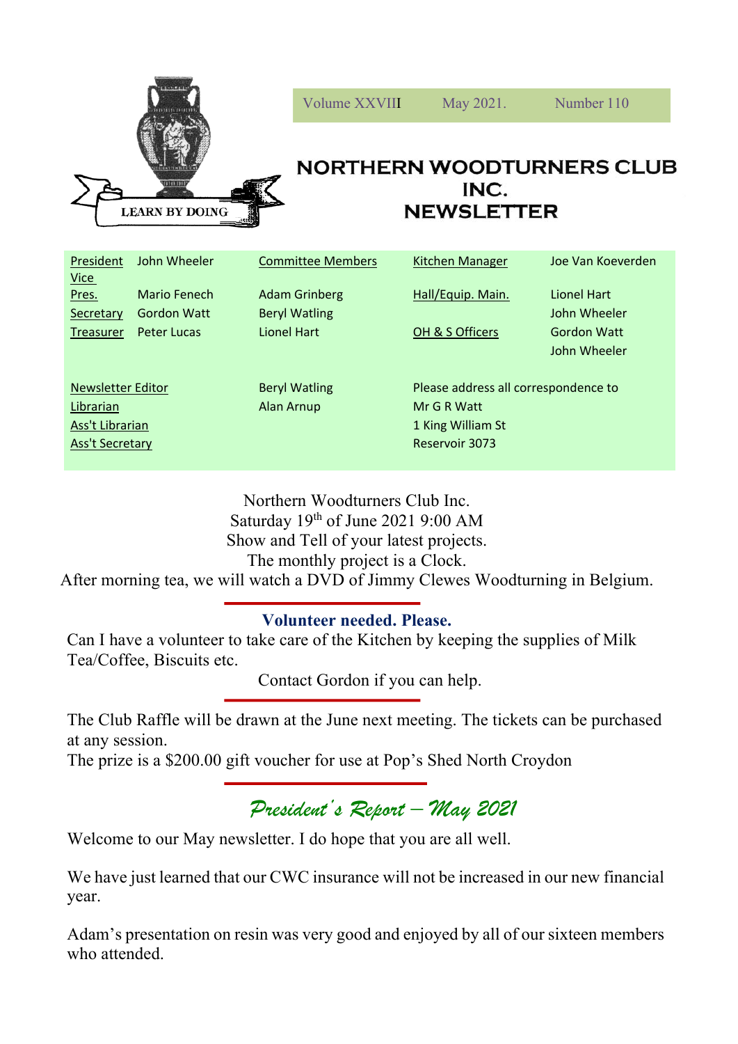Volume XXVIII May 2021. Number 110

LEARN BY DOING

# NORTHERN WOODTURNERS CLUB INC. NEWSLETTER

| President | John Wheeler | Committee Members | Kitchen Manager | Joe Van Koeverden |
|---|---|---|---|---|
| Vice Pres. | Mario Fenech | Adam Grinberg | Hall/Equip. Main. | Lionel Hart |
| Secretary | Gordon Watt | Beryl Watling | | John Wheeler |
| Treasurer | Peter Lucas | Lionel Hart | OH & S Officers | Gordon Watt |
| | | | | John Wheeler |
| Newsletter Editor | | Beryl Watling | Please address all correspondence to | |
| Librarian | | Alan Arnup | Mr G R Watt | |
| Ass't Librarian | | | 1 King William St | |
| Ass't Secretary | | | Reservoir 3073 | |

Northern Woodturners Club Inc.
Saturday 19th of June 2021 9:00 AM
Show and Tell of your latest projects.
The monthly project is a Clock.
After morning tea, we will watch a DVD of Jimmy Clewes Woodturning in Belgium.

**Volunteer needed. Please.**

Can I have a volunteer to take care of the Kitchen by keeping the supplies of Milk Tea/Coffee, Biscuits etc.

Contact Gordon if you can help.

The Club Raffle will be drawn at the June next meeting. The tickets can be purchased at any session.
The prize is a $200.00 gift voucher for use at Pop's Shed North Croydon

## *President's Report – May 2021*

Welcome to our May newsletter. I do hope that you are all well.

We have just learned that our CWC insurance will not be increased in our new financial year.

Adam's presentation on resin was very good and enjoyed by all of our sixteen members who attended.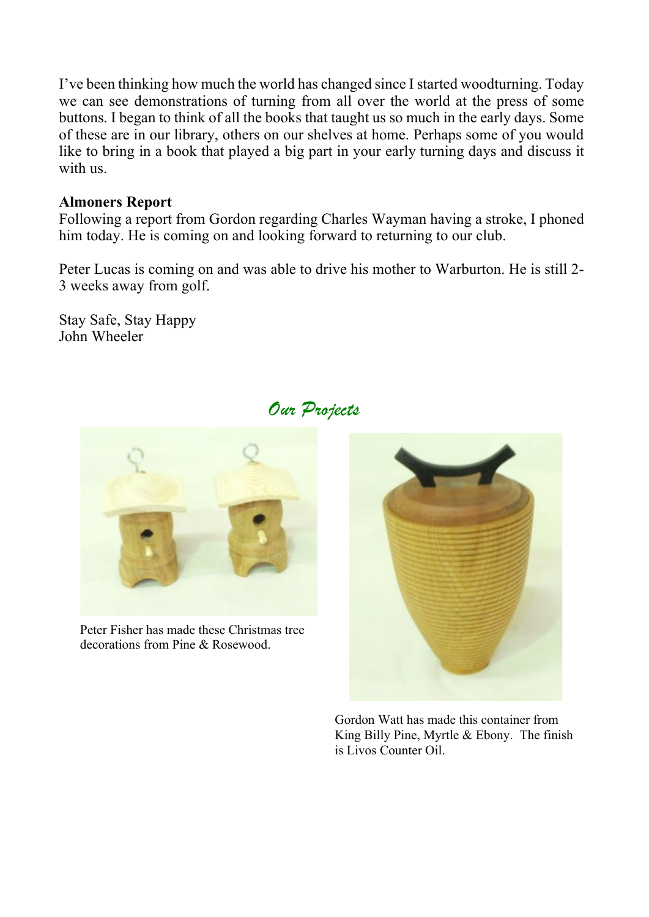I've been thinking how much the world has changed since I started woodturning. Today we can see demonstrations of turning from all over the world at the press of some buttons. I began to think of all the books that taught us so much in the early days. Some of these are in our library, others on our shelves at home. Perhaps some of you would like to bring in a book that played a big part in your early turning days and discuss it with us.

**Almoners Report**
Following a report from Gordon regarding Charles Wayman having a stroke, I phoned him today. He is coming on and looking forward to returning to our club.

Peter Lucas is coming on and was able to drive his mother to Warburton. He is still 2-3 weeks away from golf.

Stay Safe, Stay Happy
John Wheeler

## *Our Projects*

Peter Fisher has made these Christmas tree decorations from Pine & Rosewood.

Gordon Watt has made this container from King Billy Pine, Myrtle & Ebony. The finish is Livos Counter Oil.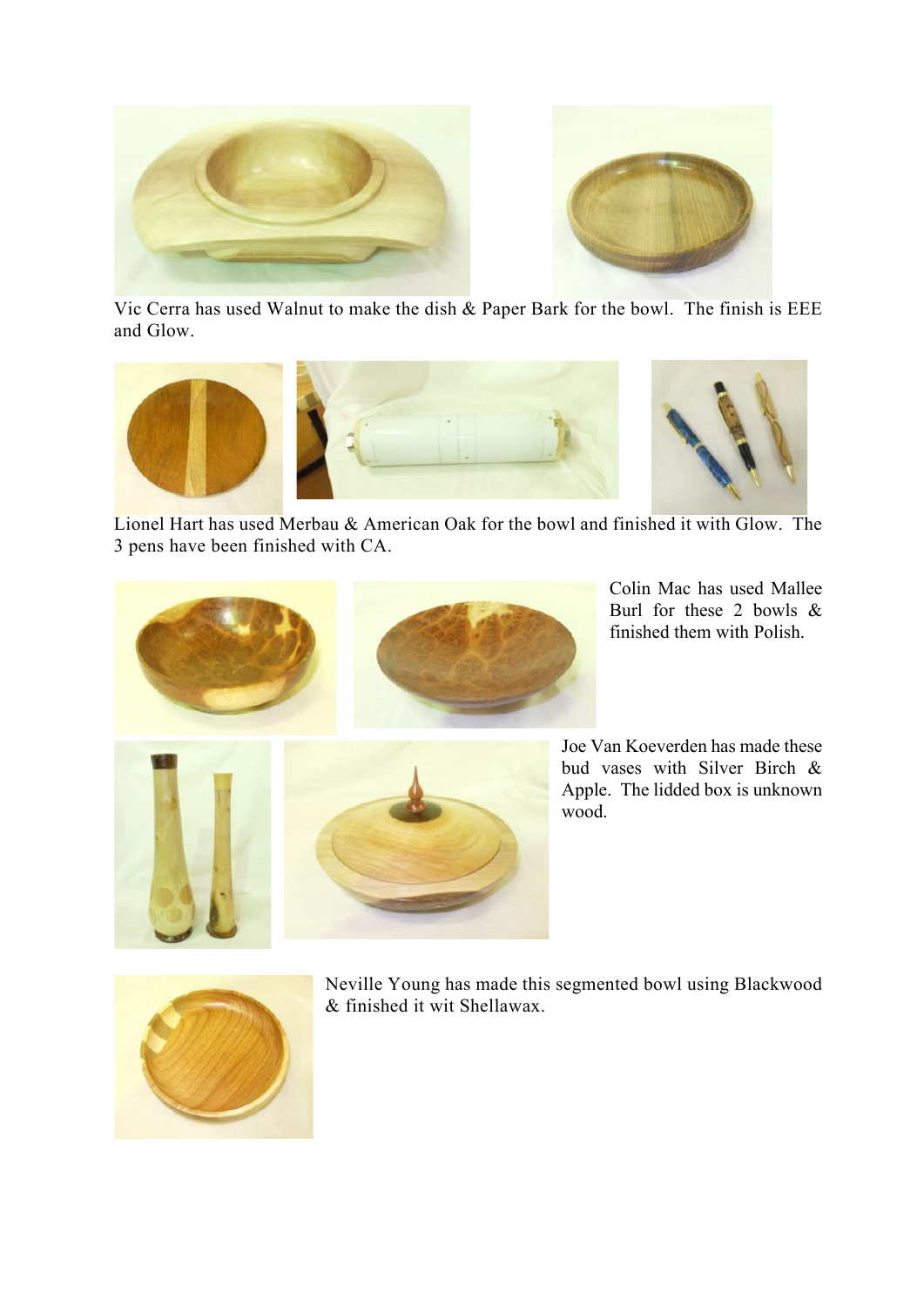Vic Cerra has used Walnut to make the dish & Paper Bark for the bowl. The finish is EEE and Glow.

Lionel Hart has used Merbau & American Oak for the bowl and finished it with Glow. The 3 pens have been finished with CA.

Colin Mac has used Mallee Burl for these 2 bowls & finished them with Polish.

Joe Van Koeverden has made these bud vases with Silver Birch & Apple. The lidded box is unknown wood.

Neville Young has made this segmented bowl using Blackwood & finished it wit Shellawax.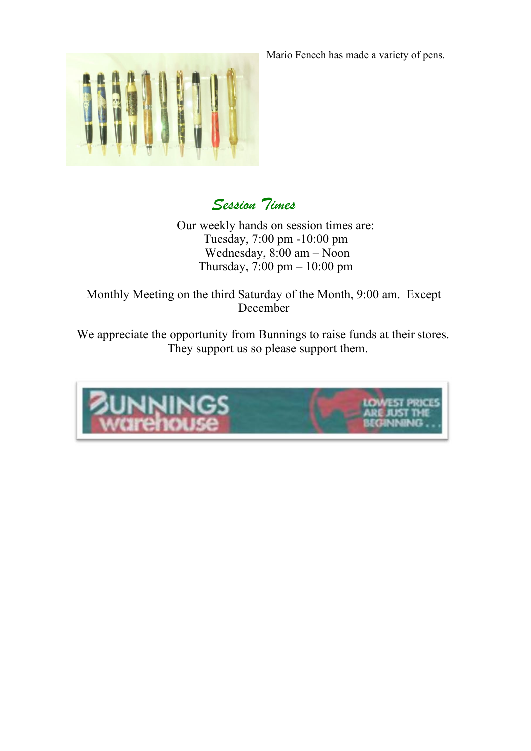Mario Fenech has made a variety of pens.

## *Session Times*

Our weekly hands on session times are:
Tuesday, 7:00 pm -10:00 pm
Wednesday, 8:00 am – Noon
Thursday, 7:00 pm – 10:00 pm

Monthly Meeting on the third Saturday of the Month, 9:00 am. Except December

We appreciate the opportunity from Bunnings to raise funds at their stores. They support us so please support them.